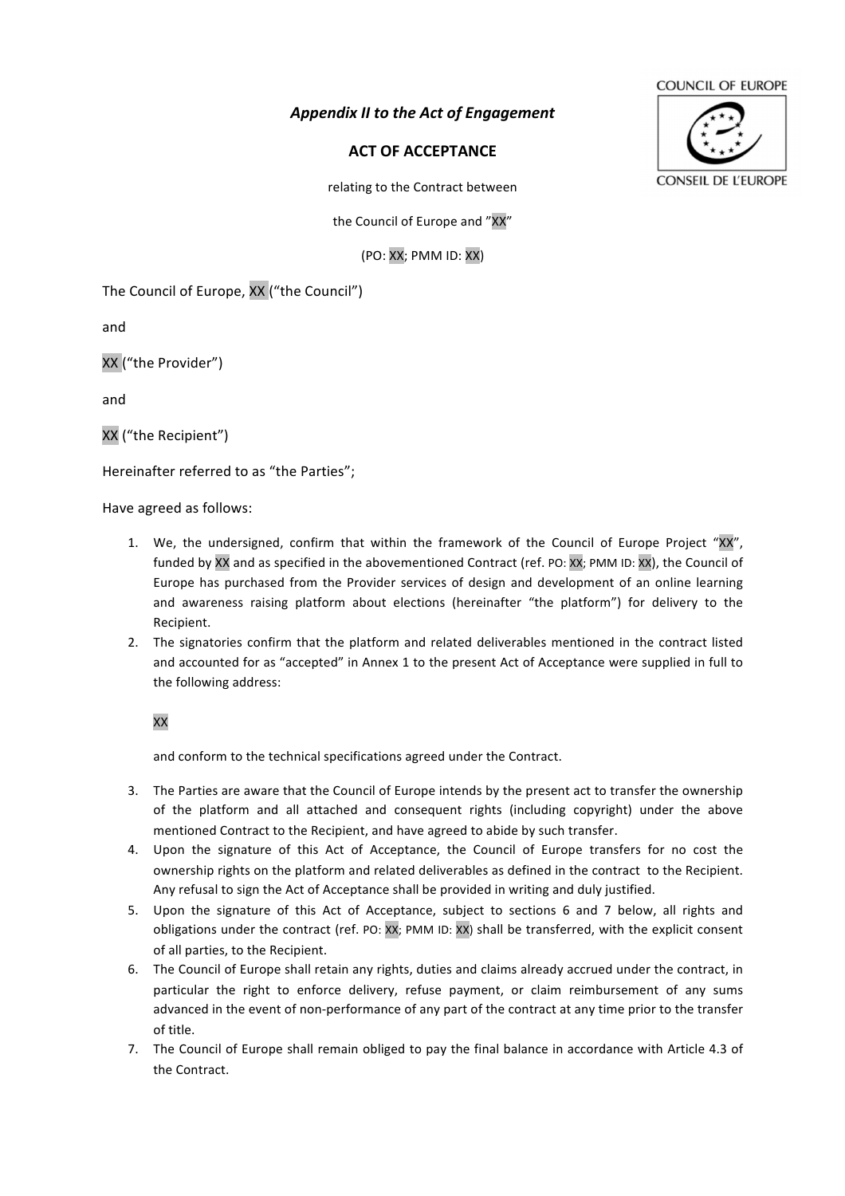*Appendix II to the Act of Engagement*

**ACT OF ACCEPTANCE**

relating to the Contract between

the Council of Europe and "XX"

(PO: XX; PMM ID: XX)

The Council of Europe, XX ("the Council")

and

XX ("the Provider")

and

XX ("the Recipient")

Hereinafter referred to as "the Parties";

Have agreed as follows:

1. We, the undersigned, confirm that within the framework of the Council of Europe Project "XX", funded by XX and as specified in the abovementioned Contract (ref. PO: XX; PMM ID: XX), the Council of Europe has purchased from the Provider services of design and development of an online learning and awareness raising platform about elections (hereinafter "the platform") for delivery to the Recipient.
2. The signatories confirm that the platform and related deliverables mentioned in the contract listed and accounted for as "accepted" in Annex 1 to the present Act of Acceptance were supplied in full to the following address:

   XX

   and conform to the technical specifications agreed under the Contract.
3. The Parties are aware that the Council of Europe intends by the present act to transfer the ownership of the platform and all attached and consequent rights (including copyright) under the above mentioned Contract to the Recipient, and have agreed to abide by such transfer.
4. Upon the signature of this Act of Acceptance, the Council of Europe transfers for no cost the ownership rights on the platform and related deliverables as defined in the contract to the Recipient. Any refusal to sign the Act of Acceptance shall be provided in writing and duly justified.
5. Upon the signature of this Act of Acceptance, subject to sections 6 and 7 below, all rights and obligations under the contract (ref. PO: XX; PMM ID: XX) shall be transferred, with the explicit consent of all parties, to the Recipient.
6. The Council of Europe shall retain any rights, duties and claims already accrued under the contract, in particular the right to enforce delivery, refuse payment, or claim reimbursement of any sums advanced in the event of non-performance of any part of the contract at any time prior to the transfer of title.
7. The Council of Europe shall remain obliged to pay the final balance in accordance with Article 4.3 of the Contract.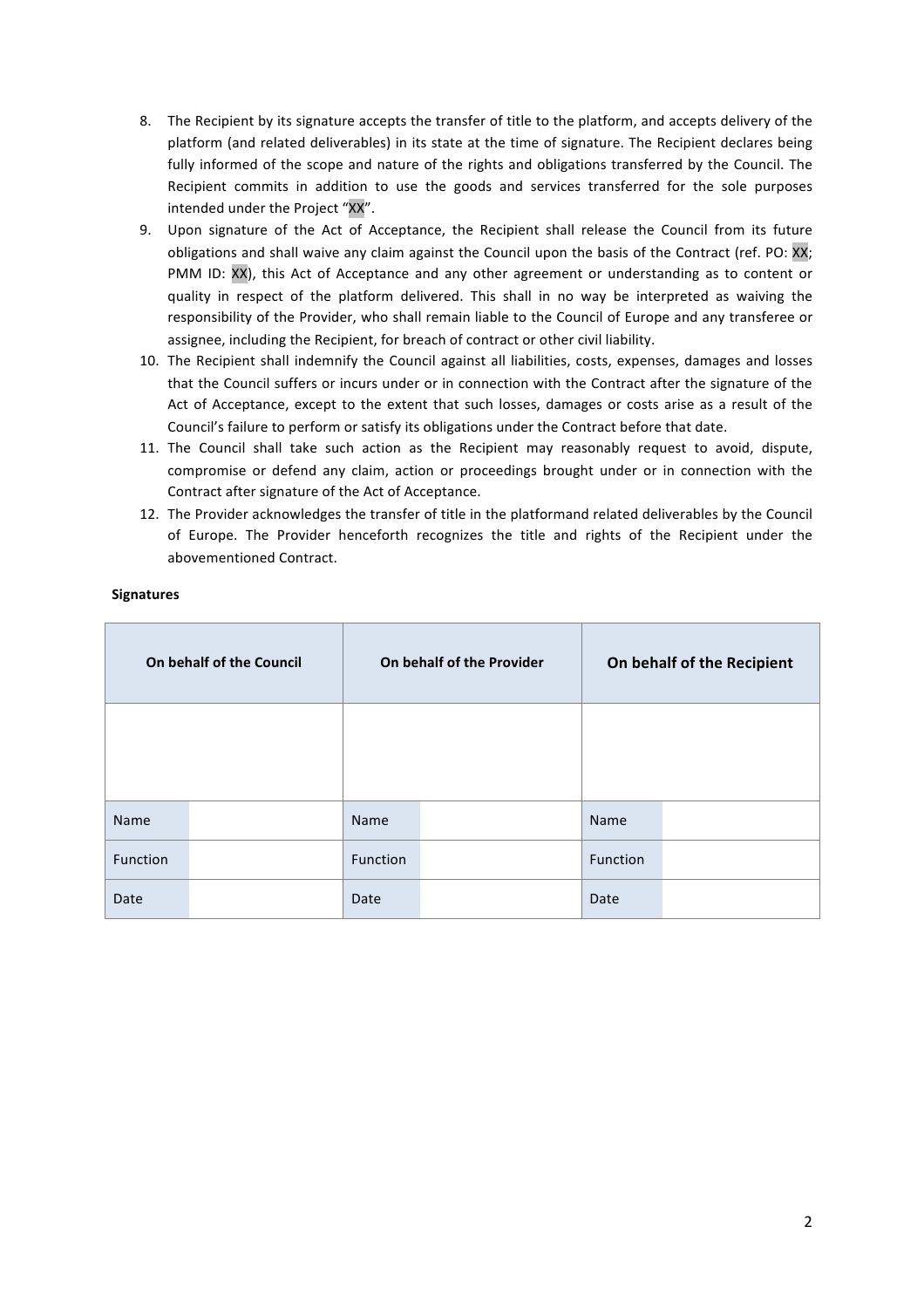8. The Recipient by its signature accepts the transfer of title to the platform, and accepts delivery of the platform (and related deliverables) in its state at the time of signature. The Recipient declares being fully informed of the scope and nature of the rights and obligations transferred by the Council. The Recipient commits in addition to use the goods and services transferred for the sole purposes intended under the Project "XX".
9. Upon signature of the Act of Acceptance, the Recipient shall release the Council from its future obligations and shall waive any claim against the Council upon the basis of the Contract (ref. PO: XX; PMM ID: XX), this Act of Acceptance and any other agreement or understanding as to content or quality in respect of the platform delivered. This shall in no way be interpreted as waiving the responsibility of the Provider, who shall remain liable to the Council of Europe and any transferee or assignee, including the Recipient, for breach of contract or other civil liability.
10. The Recipient shall indemnify the Council against all liabilities, costs, expenses, damages and losses that the Council suffers or incurs under or in connection with the Contract after the signature of the Act of Acceptance, except to the extent that such losses, damages or costs arise as a result of the Council's failure to perform or satisfy its obligations under the Contract before that date.
11. The Council shall take such action as the Recipient may reasonably request to avoid, dispute, compromise or defend any claim, action or proceedings brought under or in connection with the Contract after signature of the Act of Acceptance.
12. The Provider acknowledges the transfer of title in the platformand related deliverables by the Council of Europe. The Provider henceforth recognizes the title and rights of the Recipient under the abovementioned Contract.

**Signatures**

| On behalf of the Council | | On behalf of the Provider | | On behalf of the Recipient | |
|---|---|---|---|---|---|
| | | | | | |
| Name | | Name | | Name | |
| Function | | Function | | Function | |
| Date | | Date | | Date | |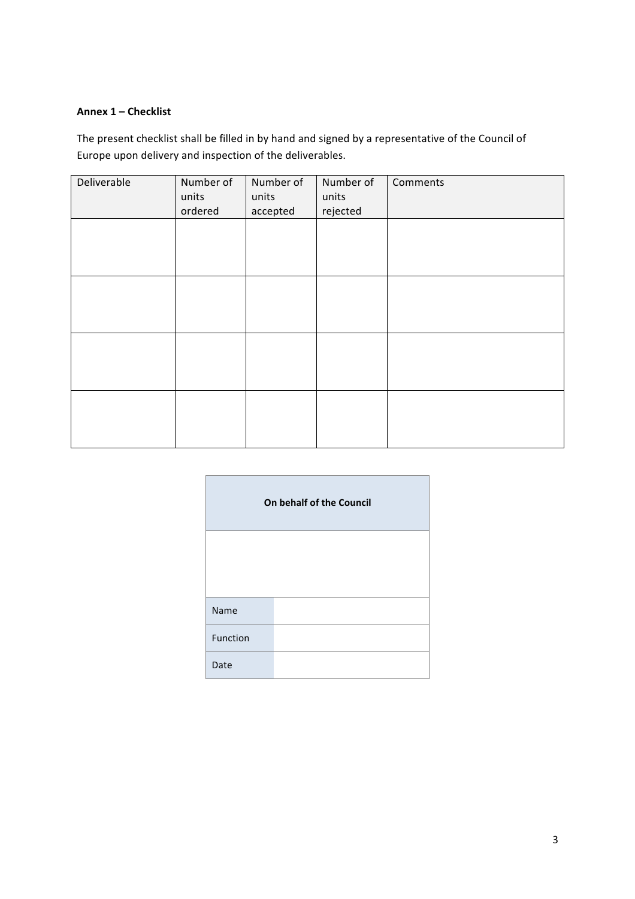**Annex 1 – Checklist**

The present checklist shall be filled in by hand and signed by a representative of the Council of Europe upon delivery and inspection of the deliverables.

| Deliverable | Number of units ordered | Number of units accepted | Number of units rejected | Comments |
|---|---|---|---|---|
| | | | | |
| | | | | |
| | | | | |
| | | | | |

| **On behalf of the Council** | |
|---|---|
| | |
| Name | |
| Function | |
| Date | |